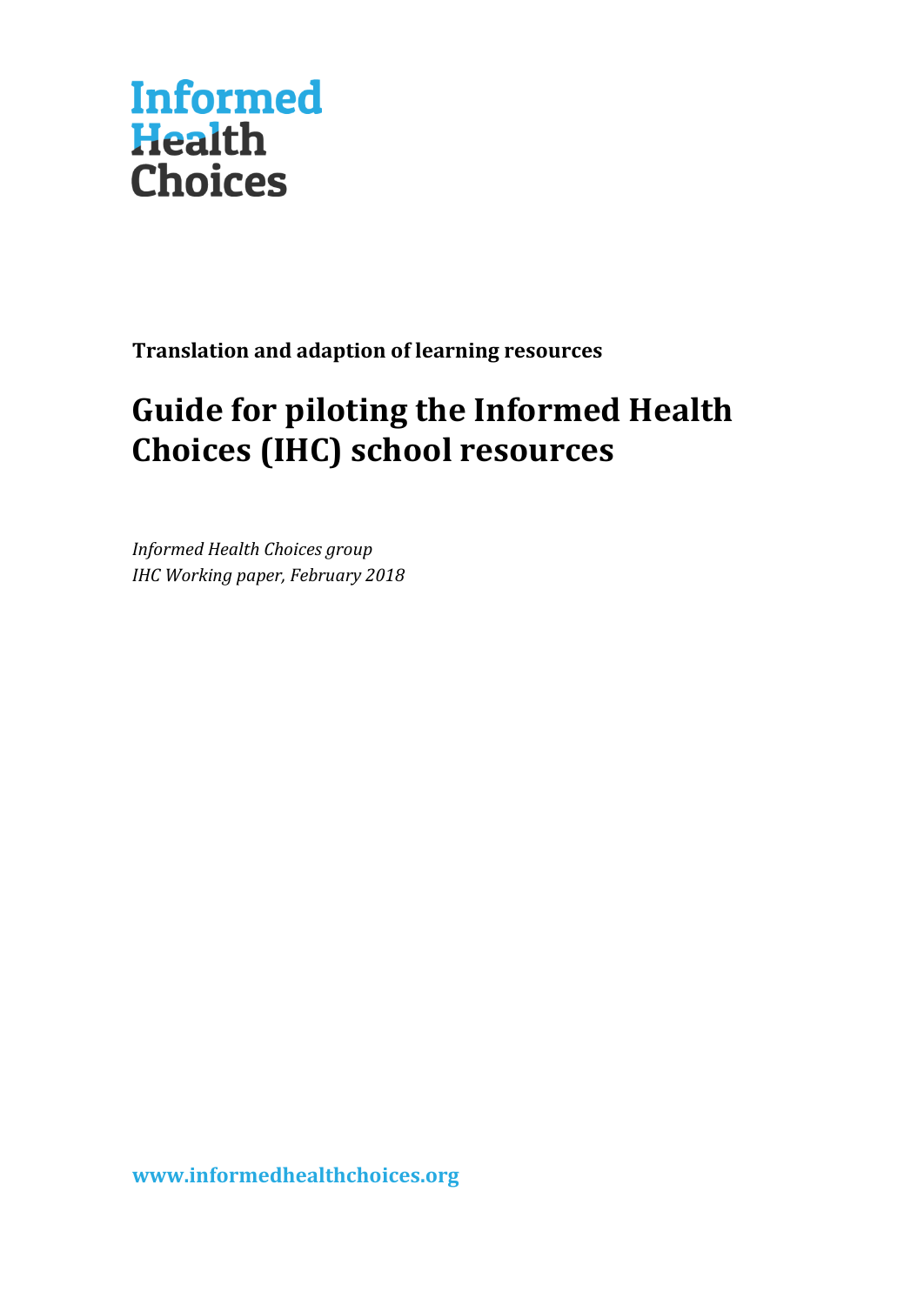**Informed Health Choices**

**Translation and adaption of learning resources**

# Guide for piloting the Informed Health Choices (IHC) school resources

*Informed Health Choices group*
*IHC Working paper, February 2018*

**www.informedhealthchoices.org**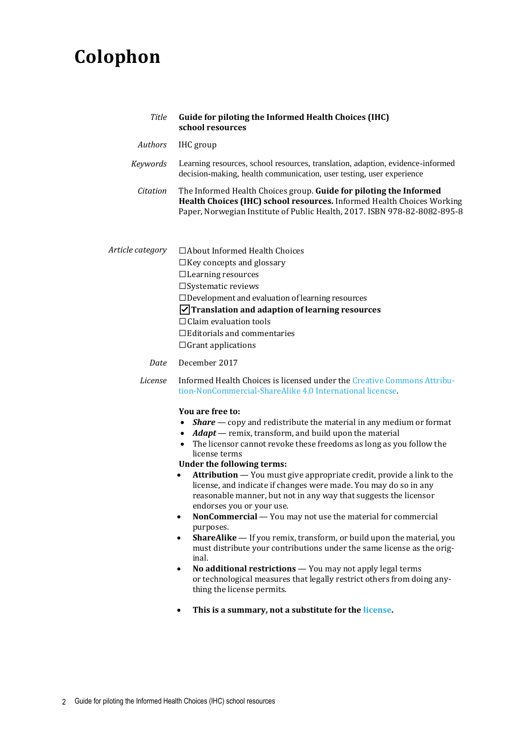# Colophon

*Title* **Guide for piloting the Informed Health Choices (IHC) school resources**

*Authors* IHC group

*Keywords* Learning resources, school resources, translation, adaption, evidence-informed decision-making, health communication, user testing, user experience

*Citation* The Informed Health Choices group. **Guide for piloting the Informed Health Choices (IHC) school resources.** Informed Health Choices Working Paper, Norwegian Institute of Public Health, 2017. ISBN 978-82-8082-895-8

*Article category*

☐About Informed Health Choices
☐Key concepts and glossary
☐Learning resources
☐Systematic reviews
☐Development and evaluation of learning resources
☑**Translation and adaption of learning resources**
☐Claim evaluation tools
☐Editorials and commentaries
☐Grant applications

*Date* December 2017

*License* Informed Health Choices is licensed under the Creative Commons Attribution-NonCommercial-ShareAlike 4.0 International licence.

**You are free to:**

- ***Share*** — copy and redistribute the material in any medium or format
- ***Adapt*** — remix, transform, and build upon the material
- The licensor cannot revoke these freedoms as long as you follow the license terms

**Under the following terms:**

- **Attribution** — You must give appropriate credit, provide a link to the license, and indicate if changes were made. You may do so in any reasonable manner, but not in any way that suggests the licensor endorses you or your use.
- **NonCommercial** — You may not use the material for commercial purposes.
- **ShareAlike** — If you remix, transform, or build upon the material, you must distribute your contributions under the same license as the original.
- **No additional restrictions** — You may not apply legal terms or technological measures that legally restrict others from doing anything the license permits.

- **This is a summary, not a substitute for the license.**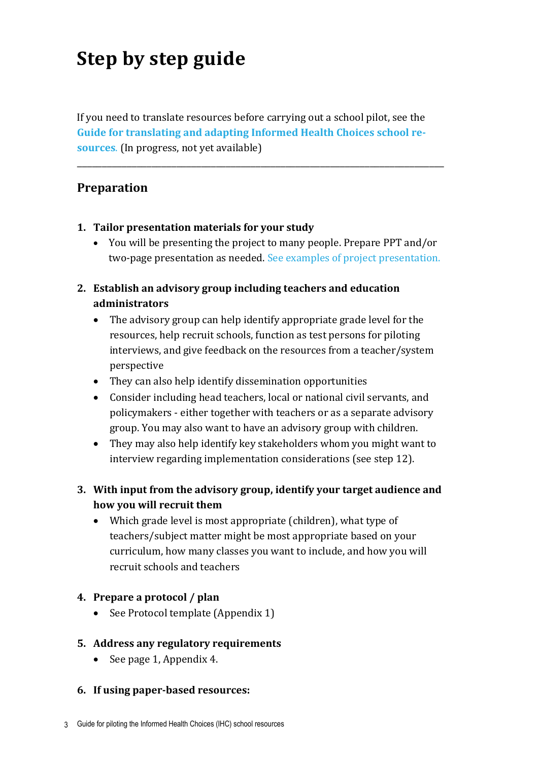# Step by step guide

If you need to translate resources before carrying out a school pilot, see the **Guide for translating and adapting Informed Health Choices school resources**. (In progress, not yet available)

---

## Preparation

1. **Tailor presentation materials for your study**
   - You will be presenting the project to many people. Prepare PPT and/or two-page presentation as needed. See examples of project presentation.

2. **Establish an advisory group including teachers and education administrators**
   - The advisory group can help identify appropriate grade level for the resources, help recruit schools, function as test persons for piloting interviews, and give feedback on the resources from a teacher/system perspective
   - They can also help identify dissemination opportunities
   - Consider including head teachers, local or national civil servants, and policymakers - either together with teachers or as a separate advisory group. You may also want to have an advisory group with children.
   - They may also help identify key stakeholders whom you might want to interview regarding implementation considerations (see step 12).

3. **With input from the advisory group, identify your target audience and how you will recruit them**
   - Which grade level is most appropriate (children), what type of teachers/subject matter might be most appropriate based on your curriculum, how many classes you want to include, and how you will recruit schools and teachers

4. **Prepare a protocol / plan**
   - See Protocol template (Appendix 1)

5. **Address any regulatory requirements**
   - See page 1, Appendix 4.

6. **If using paper-based resources:**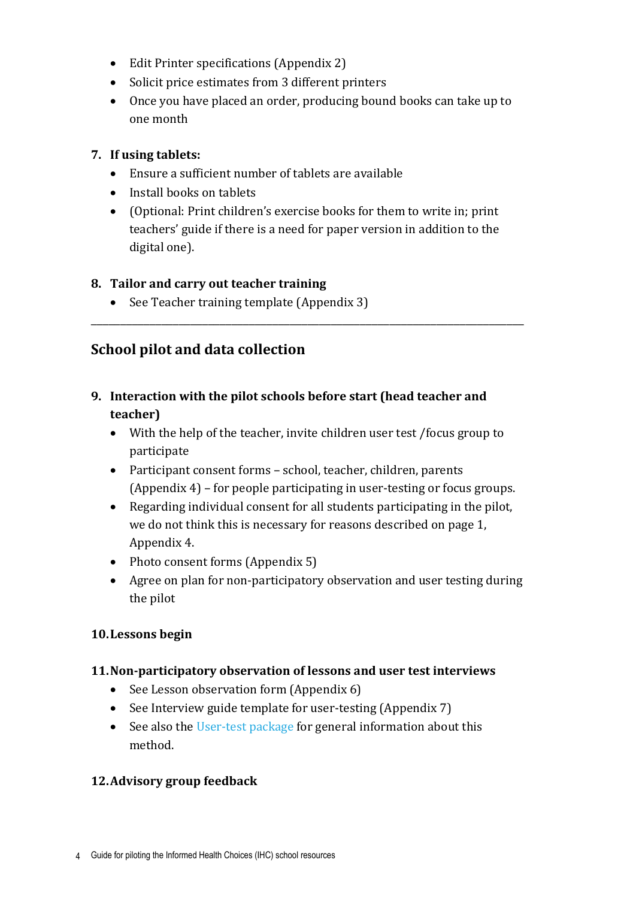- Edit Printer specifications (Appendix 2)
- Solicit price estimates from 3 different printers
- Once you have placed an order, producing bound books can take up to one month

**7. If using tablets:**

- Ensure a sufficient number of tablets are available
- Install books on tablets
- (Optional: Print children's exercise books for them to write in; print teachers' guide if there is a need for paper version in addition to the digital one).

**8. Tailor and carry out teacher training**

- See Teacher training template (Appendix 3)

---

## School pilot and data collection

**9. Interaction with the pilot schools before start (head teacher and teacher)**

- With the help of the teacher, invite children user test /focus group to participate
- Participant consent forms – school, teacher, children, parents (Appendix 4) – for people participating in user-testing or focus groups.
- Regarding individual consent for all students participating in the pilot, we do not think this is necessary for reasons described on page 1, Appendix 4.
- Photo consent forms (Appendix 5)
- Agree on plan for non-participatory observation and user testing during the pilot

**10. Lessons begin**

**11. Non-participatory observation of lessons and user test interviews**

- See Lesson observation form (Appendix 6)
- See Interview guide template for user-testing (Appendix 7)
- See also the User-test package for general information about this method.

**12. Advisory group feedback**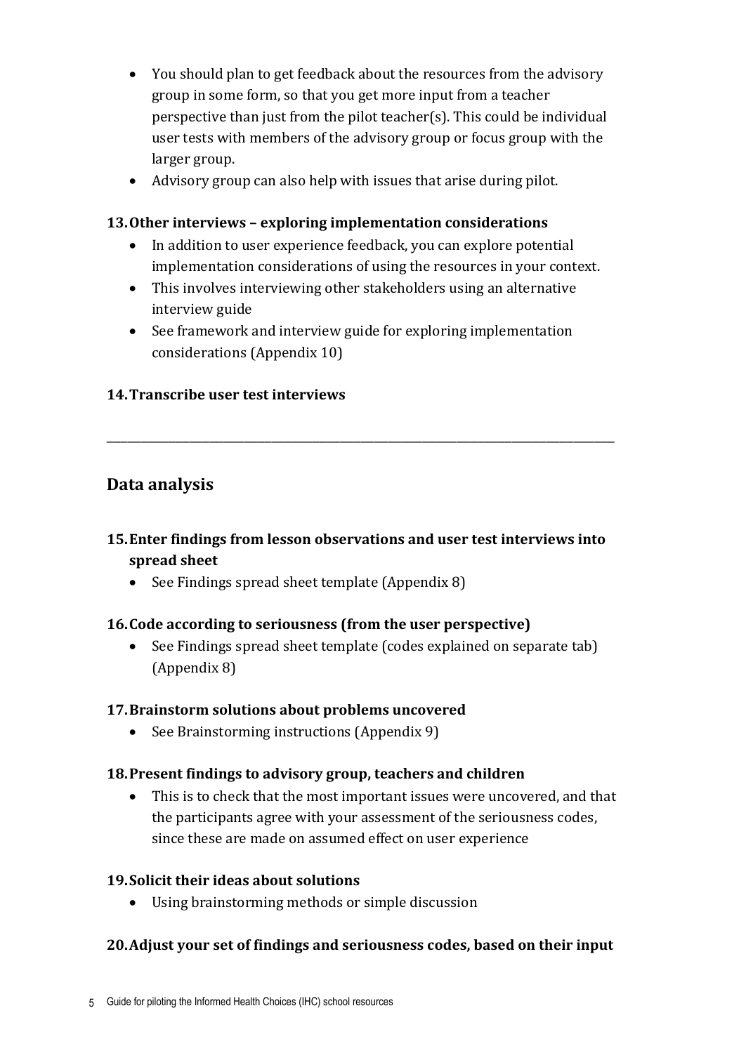- You should plan to get feedback about the resources from the advisory group in some form, so that you get more input from a teacher perspective than just from the pilot teacher(s). This could be individual user tests with members of the advisory group or focus group with the larger group.
- Advisory group can also help with issues that arise during pilot.

**13. Other interviews – exploring implementation considerations**

- In addition to user experience feedback, you can explore potential implementation considerations of using the resources in your context.
- This involves interviewing other stakeholders using an alternative interview guide
- See framework and interview guide for exploring implementation considerations (Appendix 10)

**14. Transcribe user test interviews**

---

## Data analysis

**15. Enter findings from lesson observations and user test interviews into spread sheet**

- See Findings spread sheet template (Appendix 8)

**16. Code according to seriousness (from the user perspective)**

- See Findings spread sheet template (codes explained on separate tab) (Appendix 8)

**17. Brainstorm solutions about problems uncovered**

- See Brainstorming instructions (Appendix 9)

**18. Present findings to advisory group, teachers and children**

- This is to check that the most important issues were uncovered, and that the participants agree with your assessment of the seriousness codes, since these are made on assumed effect on user experience

**19. Solicit their ideas about solutions**

- Using brainstorming methods or simple discussion

**20. Adjust your set of findings and seriousness codes, based on their input**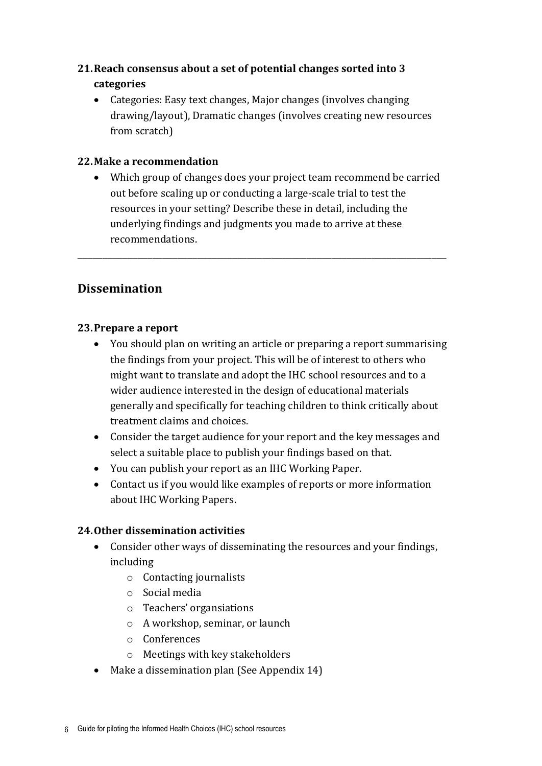**21. Reach consensus about a set of potential changes sorted into 3 categories**

- Categories: Easy text changes, Major changes (involves changing drawing/layout), Dramatic changes (involves creating new resources from scratch)

**22. Make a recommendation**

- Which group of changes does your project team recommend be carried out before scaling up or conducting a large-scale trial to test the resources in your setting? Describe these in detail, including the underlying findings and judgments you made to arrive at these recommendations.

---

## Dissemination

**23. Prepare a report**

- You should plan on writing an article or preparing a report summarising the findings from your project. This will be of interest to others who might want to translate and adopt the IHC school resources and to a wider audience interested in the design of educational materials generally and specifically for teaching children to think critically about treatment claims and choices.
- Consider the target audience for your report and the key messages and select a suitable place to publish your findings based on that.
- You can publish your report as an IHC Working Paper.
- Contact us if you would like examples of reports or more information about IHC Working Papers.

**24. Other dissemination activities**

- Consider other ways of disseminating the resources and your findings, including
  - Contacting journalists
  - Social media
  - Teachers' organsiations
  - A workshop, seminar, or launch
  - Conferences
  - Meetings with key stakeholders
- Make a dissemination plan (See Appendix 14)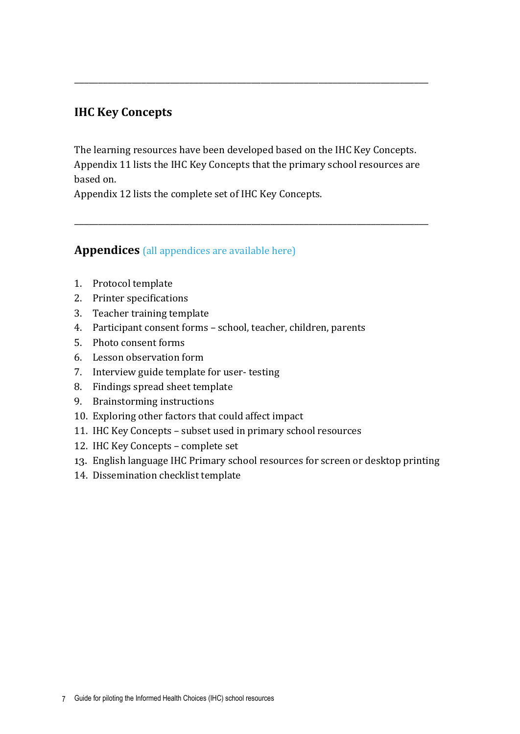---

## IHC Key Concepts

The learning resources have been developed based on the IHC Key Concepts. Appendix 11 lists the IHC Key Concepts that the primary school resources are based on.
Appendix 12 lists the complete set of IHC Key Concepts.

---

## Appendices (all appendices are available here)

1. Protocol template
2. Printer specifications
3. Teacher training template
4. Participant consent forms – school, teacher, children, parents
5. Photo consent forms
6. Lesson observation form
7. Interview guide template for user- testing
8. Findings spread sheet template
9. Brainstorming instructions
10. Exploring other factors that could affect impact
11. IHC Key Concepts – subset used in primary school resources
12. IHC Key Concepts – complete set
13. English language IHC Primary school resources for screen or desktop printing
14. Dissemination checklist template